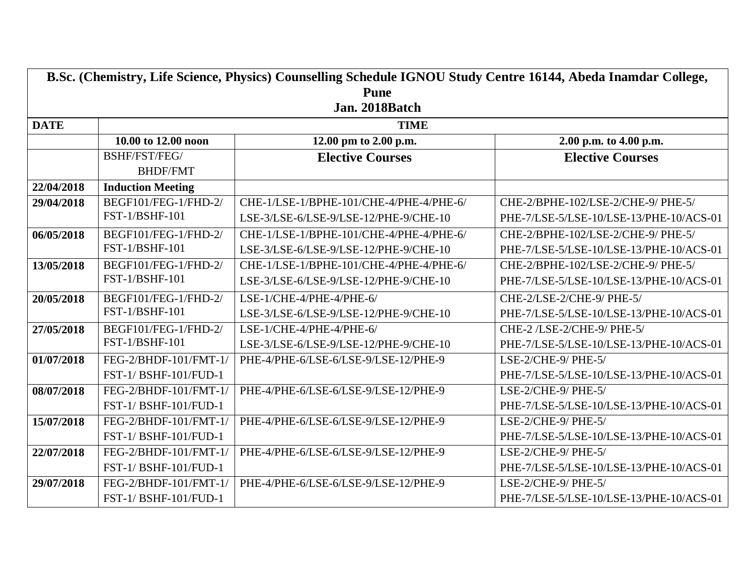| **B.Sc. (Chemistry, Life Science, Physics) Counselling Schedule IGNOU Study Centre 16144, Abeda Inamdar College, Pune<br>Jan. 2018Batch** | | | |
|---|---|---|---|
| **DATE** | **TIME** | | |
| | **10.00 to 12.00 noon** | **12.00 pm to 2.00 p.m.** | **2.00 p.m. to 4.00 p.m.** |
| | BSHF/FST/FEG/ BHDF/FMT | **Elective Courses** | **Elective Courses** |
| **22/04/2018** | **Induction Meeting** | | |
| **29/04/2018** | BEGF101/FEG-1/FHD-2/ FST-1/BSHF-101 | CHE-1/LSE-1/BPHE-101/CHE-4/PHE-4/PHE-6/ LSE-3/LSE-6/LSE-9/LSE-12/PHE-9/CHE-10 | CHE-2/BPHE-102/LSE-2/CHE-9/ PHE-5/ PHE-7/LSE-5/LSE-10/LSE-13/PHE-10/ACS-01 |
| **06/05/2018** | BEGF101/FEG-1/FHD-2/ FST-1/BSHF-101 | CHE-1/LSE-1/BPHE-101/CHE-4/PHE-4/PHE-6/ LSE-3/LSE-6/LSE-9/LSE-12/PHE-9/CHE-10 | CHE-2/BPHE-102/LSE-2/CHE-9/ PHE-5/ PHE-7/LSE-5/LSE-10/LSE-13/PHE-10/ACS-01 |
| **13/05/2018** | BEGF101/FEG-1/FHD-2/ FST-1/BSHF-101 | CHE-1/LSE-1/BPHE-101/CHE-4/PHE-4/PHE-6/ LSE-3/LSE-6/LSE-9/LSE-12/PHE-9/CHE-10 | CHE-2/BPHE-102/LSE-2/CHE-9/ PHE-5/ PHE-7/LSE-5/LSE-10/LSE-13/PHE-10/ACS-01 |
| **20/05/2018** | BEGF101/FEG-1/FHD-2/ FST-1/BSHF-101 | LSE-1/CHE-4/PHE-4/PHE-6/ LSE-3/LSE-6/LSE-9/LSE-12/PHE-9/CHE-10 | CHE-2/LSE-2/CHE-9/ PHE-5/ PHE-7/LSE-5/LSE-10/LSE-13/PHE-10/ACS-01 |
| **27/05/2018** | BEGF101/FEG-1/FHD-2/ FST-1/BSHF-101 | LSE-1/CHE-4/PHE-4/PHE-6/ LSE-3/LSE-6/LSE-9/LSE-12/PHE-9/CHE-10 | CHE-2 /LSE-2/CHE-9/ PHE-5/ PHE-7/LSE-5/LSE-10/LSE-13/PHE-10/ACS-01 |
| **01/07/2018** | FEG-2/BHDF-101/FMT-1/ FST-1/ BSHF-101/FUD-1 | PHE-4/PHE-6/LSE-6/LSE-9/LSE-12/PHE-9 | LSE-2/CHE-9/ PHE-5/ PHE-7/LSE-5/LSE-10/LSE-13/PHE-10/ACS-01 |
| **08/07/2018** | FEG-2/BHDF-101/FMT-1/ FST-1/ BSHF-101/FUD-1 | PHE-4/PHE-6/LSE-6/LSE-9/LSE-12/PHE-9 | LSE-2/CHE-9/ PHE-5/ PHE-7/LSE-5/LSE-10/LSE-13/PHE-10/ACS-01 |
| **15/07/2018** | FEG-2/BHDF-101/FMT-1/ FST-1/ BSHF-101/FUD-1 | PHE-4/PHE-6/LSE-6/LSE-9/LSE-12/PHE-9 | LSE-2/CHE-9/ PHE-5/ PHE-7/LSE-5/LSE-10/LSE-13/PHE-10/ACS-01 |
| **22/07/2018** | FEG-2/BHDF-101/FMT-1/ FST-1/ BSHF-101/FUD-1 | PHE-4/PHE-6/LSE-6/LSE-9/LSE-12/PHE-9 | LSE-2/CHE-9/ PHE-5/ PHE-7/LSE-5/LSE-10/LSE-13/PHE-10/ACS-01 |
| **29/07/2018** | FEG-2/BHDF-101/FMT-1/ FST-1/ BSHF-101/FUD-1 | PHE-4/PHE-6/LSE-6/LSE-9/LSE-12/PHE-9 | LSE-2/CHE-9/ PHE-5/ PHE-7/LSE-5/LSE-10/LSE-13/PHE-10/ACS-01 |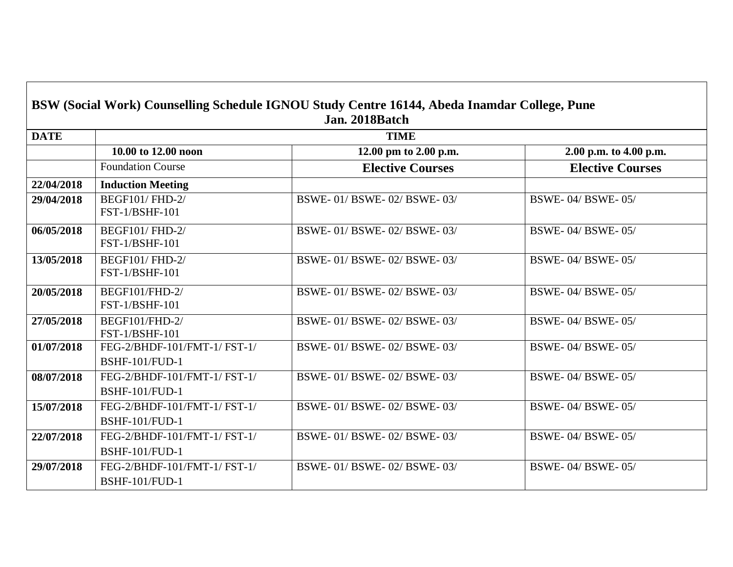**BSW (Social Work) Counselling Schedule IGNOU Study Centre 16144, Abeda Inamdar College, Pune**

**Jan. 2018Batch**

| DATE | TIME | | |
|---|---|---|---|
| | **10.00 to 12.00 noon** | **12.00 pm to 2.00 p.m.** | **2.00 p.m. to 4.00 p.m.** |
| | Foundation Course | **Elective Courses** | **Elective Courses** |
| **22/04/2018** | **Induction Meeting** | | |
| **29/04/2018** | BEGF101/ FHD-2/ FST-1/BSHF-101 | BSWE- 01/ BSWE- 02/ BSWE- 03/ | BSWE- 04/ BSWE- 05/ |
| **06/05/2018** | BEGF101/ FHD-2/ FST-1/BSHF-101 | BSWE- 01/ BSWE- 02/ BSWE- 03/ | BSWE- 04/ BSWE- 05/ |
| **13/05/2018** | BEGF101/ FHD-2/ FST-1/BSHF-101 | BSWE- 01/ BSWE- 02/ BSWE- 03/ | BSWE- 04/ BSWE- 05/ |
| **20/05/2018** | BEGF101/FHD-2/ FST-1/BSHF-101 | BSWE- 01/ BSWE- 02/ BSWE- 03/ | BSWE- 04/ BSWE- 05/ |
| **27/05/2018** | BEGF101/FHD-2/ FST-1/BSHF-101 | BSWE- 01/ BSWE- 02/ BSWE- 03/ | BSWE- 04/ BSWE- 05/ |
| **01/07/2018** | FEG-2/BHDF-101/FMT-1/ FST-1/ BSHF-101/FUD-1 | BSWE- 01/ BSWE- 02/ BSWE- 03/ | BSWE- 04/ BSWE- 05/ |
| **08/07/2018** | FEG-2/BHDF-101/FMT-1/ FST-1/ BSHF-101/FUD-1 | BSWE- 01/ BSWE- 02/ BSWE- 03/ | BSWE- 04/ BSWE- 05/ |
| **15/07/2018** | FEG-2/BHDF-101/FMT-1/ FST-1/ BSHF-101/FUD-1 | BSWE- 01/ BSWE- 02/ BSWE- 03/ | BSWE- 04/ BSWE- 05/ |
| **22/07/2018** | FEG-2/BHDF-101/FMT-1/ FST-1/ BSHF-101/FUD-1 | BSWE- 01/ BSWE- 02/ BSWE- 03/ | BSWE- 04/ BSWE- 05/ |
| **29/07/2018** | FEG-2/BHDF-101/FMT-1/ FST-1/ BSHF-101/FUD-1 | BSWE- 01/ BSWE- 02/ BSWE- 03/ | BSWE- 04/ BSWE- 05/ |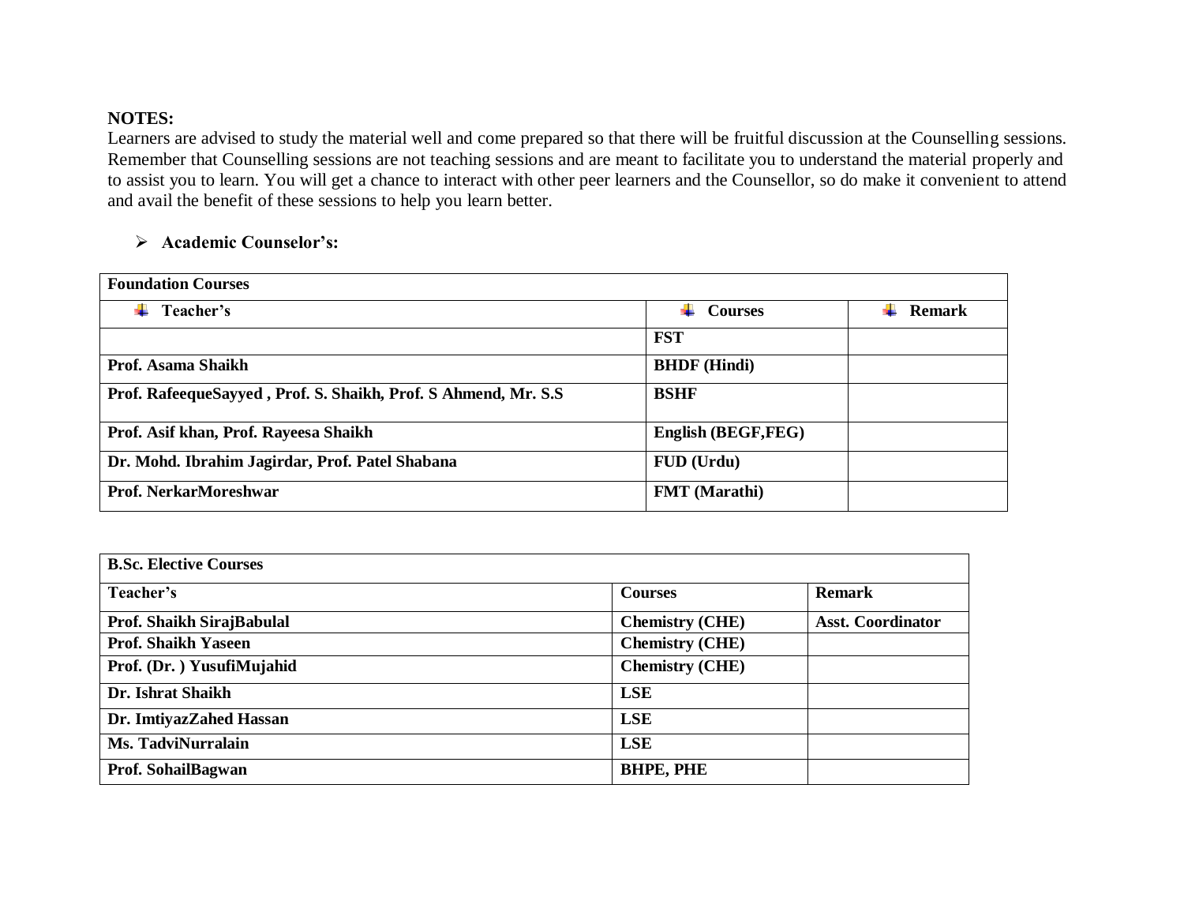**NOTES:**
Learners are advised to study the material well and come prepared so that there will be fruitful discussion at the Counselling sessions. Remember that Counselling sessions are not teaching sessions and are meant to facilitate you to understand the material properly and to assist you to learn. You will get a chance to interact with other peer learners and the Counsellor, so do make it convenient to attend and avail the benefit of these sessions to help you learn better.

- **Academic Counselor's:**

| **Foundation Courses** | | |
|---|---|---|
| **Teacher's** | **Courses** | **Remark** |
| | **FST** | |
| **Prof. Asama Shaikh** | **BHDF (Hindi)** | |
| **Prof. RafeequeSayyed , Prof. S. Shaikh, Prof. S Ahmend, Mr. S.S** | **BSHF** | |
| **Prof. Asif khan, Prof. Rayeesa Shaikh** | **English (BEGF,FEG)** | |
| **Dr. Mohd. Ibrahim Jagirdar, Prof. Patel Shabana** | **FUD (Urdu)** | |
| **Prof. NerkarMoreshwar** | **FMT (Marathi)** | |

| **B.Sc. Elective Courses** | | |
|---|---|---|
| **Teacher's** | **Courses** | **Remark** |
| **Prof. Shaikh SirajBabulal** | **Chemistry (CHE)** | **Asst. Coordinator** |
| **Prof. Shaikh Yaseen** | **Chemistry (CHE)** | |
| **Prof. (Dr. ) YusufiMujahid** | **Chemistry (CHE)** | |
| **Dr. Ishrat Shaikh** | **LSE** | |
| **Dr. ImtiyazZahed Hassan** | **LSE** | |
| **Ms. TadviNurralain** | **LSE** | |
| **Prof. SohailBagwan** | **BHPE, PHE** | |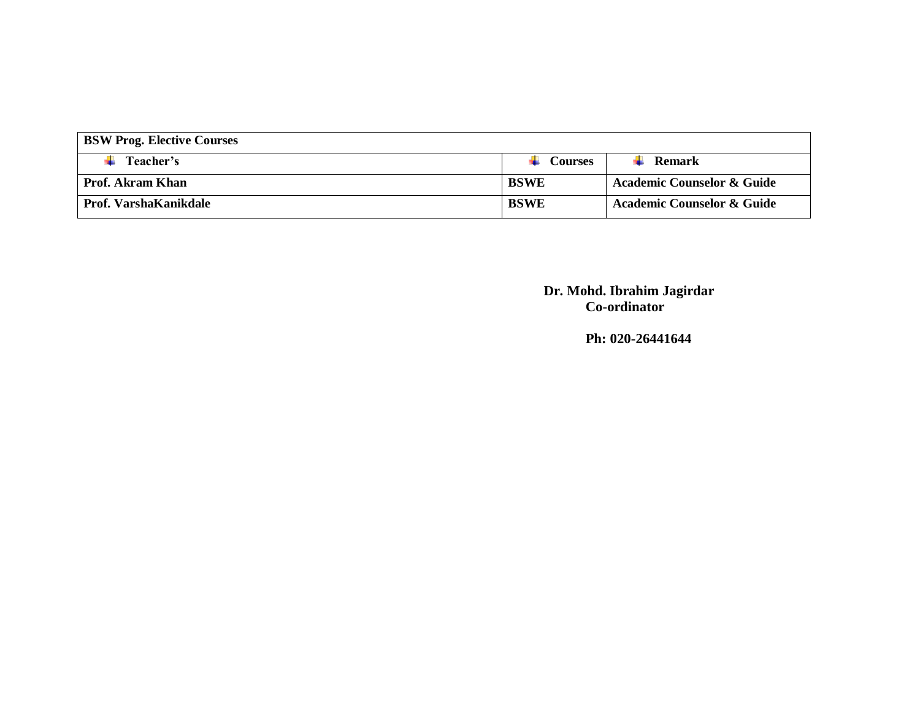| BSW Prog. Elective Courses | | |
|---|---|---|
| **Teacher's** | **Courses** | **Remark** |
| **Prof. Akram Khan** | **BSWE** | **Academic Counselor & Guide** |
| **Prof. VarshaKanikdale** | **BSWE** | **Academic Counselor & Guide** |

**Dr. Mohd. Ibrahim Jagirdar**
**Co-ordinator**

**Ph: 020-26441644**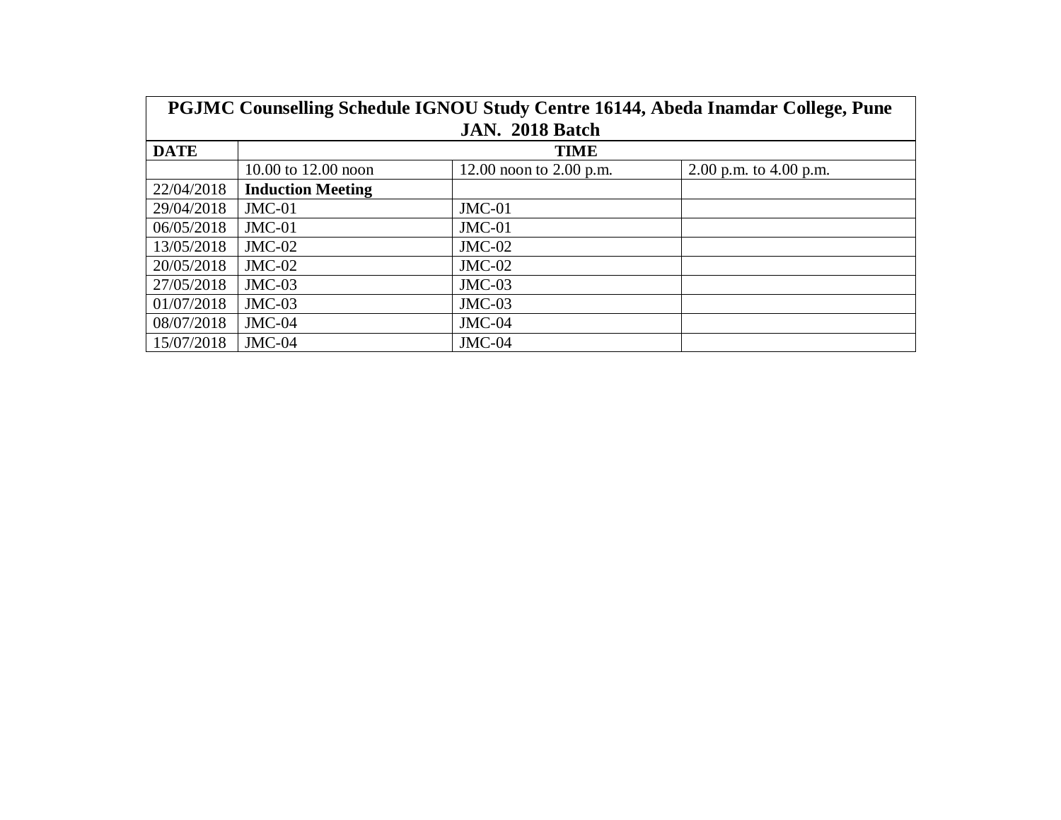| **PGJMC Counselling Schedule IGNOU Study Centre 16144, Abeda Inamdar College, Pune JAN. 2018 Batch** | | | |
|---|---|---|---|
| **DATE** | **TIME** | | |
| | 10.00 to 12.00 noon | 12.00 noon to 2.00 p.m. | 2.00 p.m. to 4.00 p.m. |
| 22/04/2018 | **Induction Meeting** | | |
| 29/04/2018 | JMC-01 | JMC-01 | |
| 06/05/2018 | JMC-01 | JMC-01 | |
| 13/05/2018 | JMC-02 | JMC-02 | |
| 20/05/2018 | JMC-02 | JMC-02 | |
| 27/05/2018 | JMC-03 | JMC-03 | |
| 01/07/2018 | JMC-03 | JMC-03 | |
| 08/07/2018 | JMC-04 | JMC-04 | |
| 15/07/2018 | JMC-04 | JMC-04 | |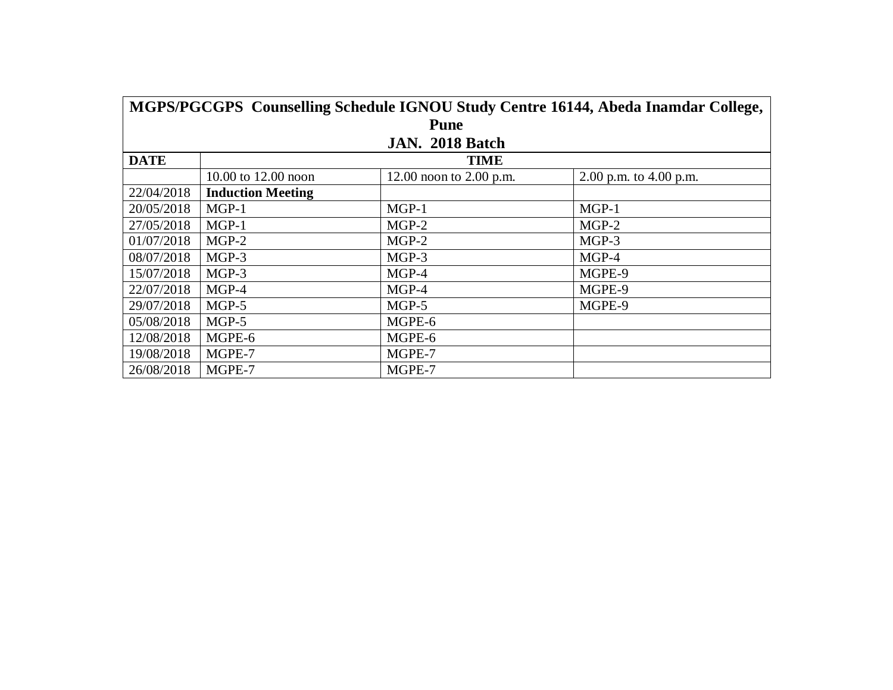**MGPS/PGCGPS Counselling Schedule IGNOU Study Centre 16144, Abeda Inamdar College, Pune**

**JAN. 2018 Batch**

| **DATE** | **TIME** | | |
|---|---|---|---|
| | 10.00 to 12.00 noon | 12.00 noon to 2.00 p.m. | 2.00 p.m. to 4.00 p.m. |
| 22/04/2018 | **Induction Meeting** | | |
| 20/05/2018 | MGP-1 | MGP-1 | MGP-1 |
| 27/05/2018 | MGP-1 | MGP-2 | MGP-2 |
| 01/07/2018 | MGP-2 | MGP-2 | MGP-3 |
| 08/07/2018 | MGP-3 | MGP-3 | MGP-4 |
| 15/07/2018 | MGP-3 | MGP-4 | MGPE-9 |
| 22/07/2018 | MGP-4 | MGP-4 | MGPE-9 |
| 29/07/2018 | MGP-5 | MGP-5 | MGPE-9 |
| 05/08/2018 | MGP-5 | MGPE-6 | |
| 12/08/2018 | MGPE-6 | MGPE-6 | |
| 19/08/2018 | MGPE-7 | MGPE-7 | |
| 26/08/2018 | MGPE-7 | MGPE-7 | |